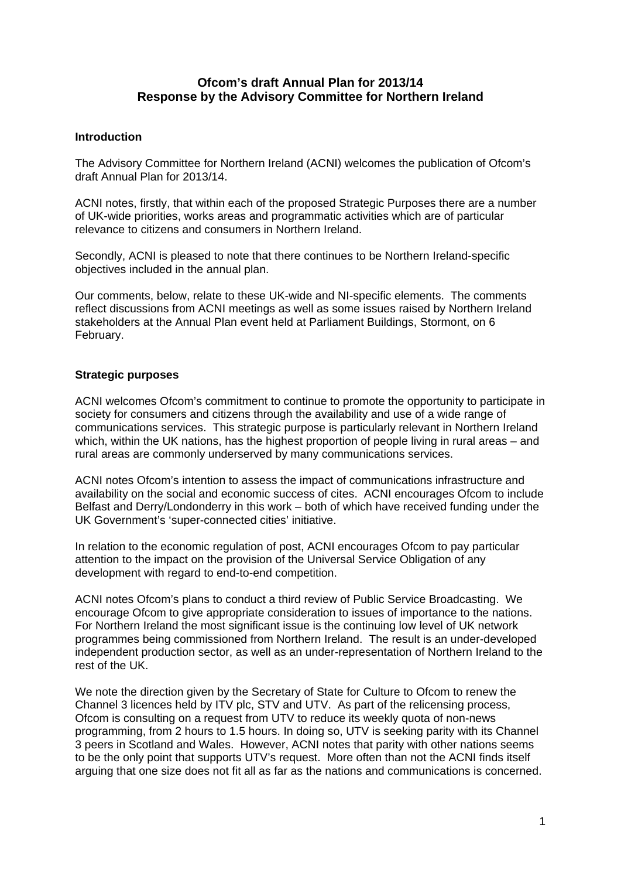# Ofcom's draft Annual Plan for 2013/14
# Response by the Advisory Committee for Northern Ireland

### Introduction

The Advisory Committee for Northern Ireland (ACNI) welcomes the publication of Ofcom's draft Annual Plan for 2013/14.

ACNI notes, firstly, that within each of the proposed Strategic Purposes there are a number of UK-wide priorities, works areas and programmatic activities which are of particular relevance to citizens and consumers in Northern Ireland.

Secondly, ACNI is pleased to note that there continues to be Northern Ireland-specific objectives included in the annual plan.

Our comments, below, relate to these UK-wide and NI-specific elements. The comments reflect discussions from ACNI meetings as well as some issues raised by Northern Ireland stakeholders at the Annual Plan event held at Parliament Buildings, Stormont, on 6 February.

### Strategic purposes

ACNI welcomes Ofcom's commitment to continue to promote the opportunity to participate in society for consumers and citizens through the availability and use of a wide range of communications services. This strategic purpose is particularly relevant in Northern Ireland which, within the UK nations, has the highest proportion of people living in rural areas – and rural areas are commonly underserved by many communications services.

ACNI notes Ofcom's intention to assess the impact of communications infrastructure and availability on the social and economic success of cites. ACNI encourages Ofcom to include Belfast and Derry/Londonderry in this work – both of which have received funding under the UK Government's 'super-connected cities' initiative.

In relation to the economic regulation of post, ACNI encourages Ofcom to pay particular attention to the impact on the provision of the Universal Service Obligation of any development with regard to end-to-end competition.

ACNI notes Ofcom's plans to conduct a third review of Public Service Broadcasting. We encourage Ofcom to give appropriate consideration to issues of importance to the nations. For Northern Ireland the most significant issue is the continuing low level of UK network programmes being commissioned from Northern Ireland. The result is an under-developed independent production sector, as well as an under-representation of Northern Ireland to the rest of the UK.

We note the direction given by the Secretary of State for Culture to Ofcom to renew the Channel 3 licences held by ITV plc, STV and UTV. As part of the relicensing process, Ofcom is consulting on a request from UTV to reduce its weekly quota of non-news programming, from 2 hours to 1.5 hours. In doing so, UTV is seeking parity with its Channel 3 peers in Scotland and Wales. However, ACNI notes that parity with other nations seems to be the only point that supports UTV's request. More often than not the ACNI finds itself arguing that one size does not fit all as far as the nations and communications is concerned.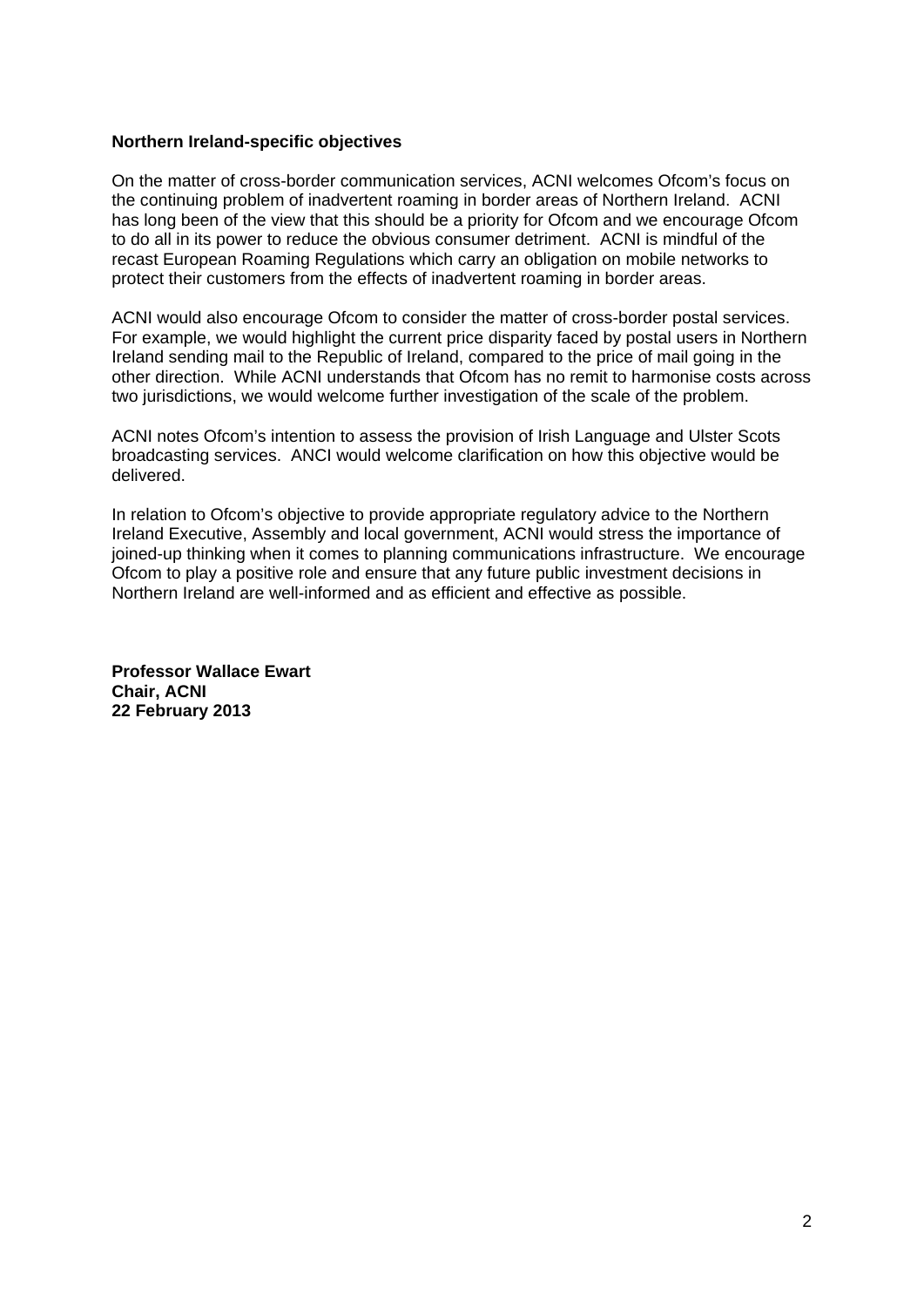**Northern Ireland-specific objectives**

On the matter of cross-border communication services, ACNI welcomes Ofcom's focus on the continuing problem of inadvertent roaming in border areas of Northern Ireland. ACNI has long been of the view that this should be a priority for Ofcom and we encourage Ofcom to do all in its power to reduce the obvious consumer detriment. ACNI is mindful of the recast European Roaming Regulations which carry an obligation on mobile networks to protect their customers from the effects of inadvertent roaming in border areas.

ACNI would also encourage Ofcom to consider the matter of cross-border postal services. For example, we would highlight the current price disparity faced by postal users in Northern Ireland sending mail to the Republic of Ireland, compared to the price of mail going in the other direction. While ACNI understands that Ofcom has no remit to harmonise costs across two jurisdictions, we would welcome further investigation of the scale of the problem.

ACNI notes Ofcom's intention to assess the provision of Irish Language and Ulster Scots broadcasting services. ANCI would welcome clarification on how this objective would be delivered.

In relation to Ofcom's objective to provide appropriate regulatory advice to the Northern Ireland Executive, Assembly and local government, ACNI would stress the importance of joined-up thinking when it comes to planning communications infrastructure. We encourage Ofcom to play a positive role and ensure that any future public investment decisions in Northern Ireland are well-informed and as efficient and effective as possible.

**Professor Wallace Ewart**
**Chair, ACNI**
**22 February 2013**